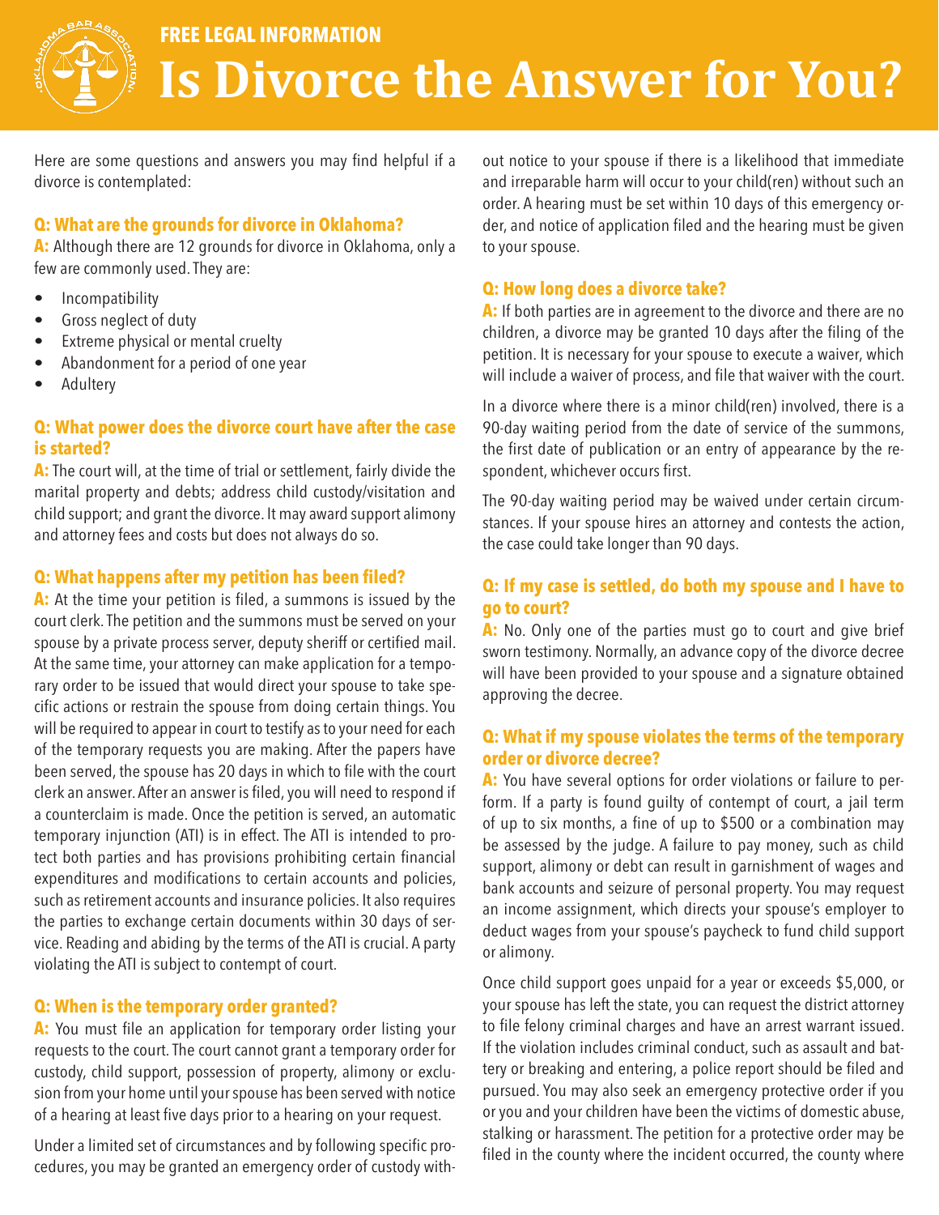FREE LEGAL INFORMATION

# Is Divorce the Answer for You?

Here are some questions and answers you may find helpful if a divorce is contemplated:

**Q: What are the grounds for divorce in Oklahoma?**

**A:** Although there are 12 grounds for divorce in Oklahoma, only a few are commonly used. They are:

- Incompatibility
- Gross neglect of duty
- Extreme physical or mental cruelty
- Abandonment for a period of one year
- Adultery

**Q: What power does the divorce court have after the case is started?**

**A:** The court will, at the time of trial or settlement, fairly divide the marital property and debts; address child custody/visitation and child support; and grant the divorce. It may award support alimony and attorney fees and costs but does not always do so.

**Q: What happens after my petition has been filed?**

**A:** At the time your petition is filed, a summons is issued by the court clerk. The petition and the summons must be served on your spouse by a private process server, deputy sheriff or certified mail. At the same time, your attorney can make application for a temporary order to be issued that would direct your spouse to take specific actions or restrain the spouse from doing certain things. You will be required to appear in court to testify as to your need for each of the temporary requests you are making. After the papers have been served, the spouse has 20 days in which to file with the court clerk an answer. After an answer is filed, you will need to respond if a counterclaim is made. Once the petition is served, an automatic temporary injunction (ATI) is in effect. The ATI is intended to protect both parties and has provisions prohibiting certain financial expenditures and modifications to certain accounts and policies, such as retirement accounts and insurance policies. It also requires the parties to exchange certain documents within 30 days of service. Reading and abiding by the terms of the ATI is crucial. A party violating the ATI is subject to contempt of court.

**Q: When is the temporary order granted?**

**A:** You must file an application for temporary order listing your requests to the court. The court cannot grant a temporary order for custody, child support, possession of property, alimony or exclusion from your home until your spouse has been served with notice of a hearing at least five days prior to a hearing on your request.

Under a limited set of circumstances and by following specific procedures, you may be granted an emergency order of custody without notice to your spouse if there is a likelihood that immediate and irreparable harm will occur to your child(ren) without such an order. A hearing must be set within 10 days of this emergency order, and notice of application filed and the hearing must be given to your spouse.

**Q: How long does a divorce take?**

**A:** If both parties are in agreement to the divorce and there are no children, a divorce may be granted 10 days after the filing of the petition. It is necessary for your spouse to execute a waiver, which will include a waiver of process, and file that waiver with the court.

In a divorce where there is a minor child(ren) involved, there is a 90-day waiting period from the date of service of the summons, the first date of publication or an entry of appearance by the respondent, whichever occurs first.

The 90-day waiting period may be waived under certain circumstances. If your spouse hires an attorney and contests the action, the case could take longer than 90 days.

**Q: If my case is settled, do both my spouse and I have to go to court?**

**A:** No. Only one of the parties must go to court and give brief sworn testimony. Normally, an advance copy of the divorce decree will have been provided to your spouse and a signature obtained approving the decree.

**Q: What if my spouse violates the terms of the temporary order or divorce decree?**

**A:** You have several options for order violations or failure to perform. If a party is found guilty of contempt of court, a jail term of up to six months, a fine of up to $500 or a combination may be assessed by the judge. A failure to pay money, such as child support, alimony or debt can result in garnishment of wages and bank accounts and seizure of personal property. You may request an income assignment, which directs your spouse's employer to deduct wages from your spouse's paycheck to fund child support or alimony.

Once child support goes unpaid for a year or exceeds $5,000, or your spouse has left the state, you can request the district attorney to file felony criminal charges and have an arrest warrant issued. If the violation includes criminal conduct, such as assault and battery or breaking and entering, a police report should be filed and pursued. You may also seek an emergency protective order if you or you and your children have been the victims of domestic abuse, stalking or harassment. The petition for a protective order may be filed in the county where the incident occurred, the county where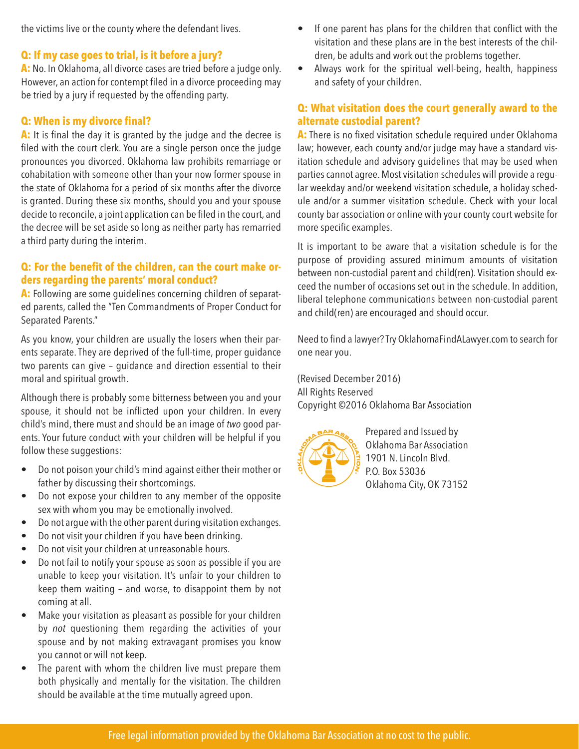the victims live or the county where the defendant lives.

### Q: If my case goes to trial, is it before a jury?

**A:** No. In Oklahoma, all divorce cases are tried before a judge only. However, an action for contempt filed in a divorce proceeding may be tried by a jury if requested by the offending party.

### Q: When is my divorce final?

**A:** It is final the day it is granted by the judge and the decree is filed with the court clerk. You are a single person once the judge pronounces you divorced. Oklahoma law prohibits remarriage or cohabitation with someone other than your now former spouse in the state of Oklahoma for a period of six months after the divorce is granted. During these six months, should you and your spouse decide to reconcile, a joint application can be filed in the court, and the decree will be set aside so long as neither party has remarried a third party during the interim.

### Q: For the benefit of the children, can the court make orders regarding the parents' moral conduct?

**A:** Following are some guidelines concerning children of separated parents, called the "Ten Commandments of Proper Conduct for Separated Parents."

As you know, your children are usually the losers when their parents separate. They are deprived of the full-time, proper guidance two parents can give – guidance and direction essential to their moral and spiritual growth.

Although there is probably some bitterness between you and your spouse, it should not be inflicted upon your children. In every child's mind, there must and should be an image of *two* good parents. Your future conduct with your children will be helpful if you follow these suggestions:

- Do not poison your child's mind against either their mother or father by discussing their shortcomings.
- Do not expose your children to any member of the opposite sex with whom you may be emotionally involved.
- Do not argue with the other parent during visitation exchanges.
- Do not visit your children if you have been drinking.
- Do not visit your children at unreasonable hours.
- Do not fail to notify your spouse as soon as possible if you are unable to keep your visitation. It's unfair to your children to keep them waiting – and worse, to disappoint them by not coming at all.
- Make your visitation as pleasant as possible for your children by *not* questioning them regarding the activities of your spouse and by not making extravagant promises you know you cannot or will not keep.
- The parent with whom the children live must prepare them both physically and mentally for the visitation. The children should be available at the time mutually agreed upon.
- If one parent has plans for the children that conflict with the visitation and these plans are in the best interests of the children, be adults and work out the problems together.
- Always work for the spiritual well-being, health, happiness and safety of your children.

### Q: What visitation does the court generally award to the alternate custodial parent?

**A:** There is no fixed visitation schedule required under Oklahoma law; however, each county and/or judge may have a standard visitation schedule and advisory guidelines that may be used when parties cannot agree. Most visitation schedules will provide a regular weekday and/or weekend visitation schedule, a holiday schedule and/or a summer visitation schedule. Check with your local county bar association or online with your county court website for more specific examples.

It is important to be aware that a visitation schedule is for the purpose of providing assured minimum amounts of visitation between non-custodial parent and child(ren). Visitation should exceed the number of occasions set out in the schedule. In addition, liberal telephone communications between non-custodial parent and child(ren) are encouraged and should occur.

Need to find a lawyer? Try OklahomaFindALawyer.com to search for one near you.

(Revised December 2016)
All Rights Reserved
Copyright ©2016 Oklahoma Bar Association

Prepared and Issued by
Oklahoma Bar Association
1901 N. Lincoln Blvd.
P.O. Box 53036
Oklahoma City, OK 73152

Free legal information provided by the Oklahoma Bar Association at no cost to the public.